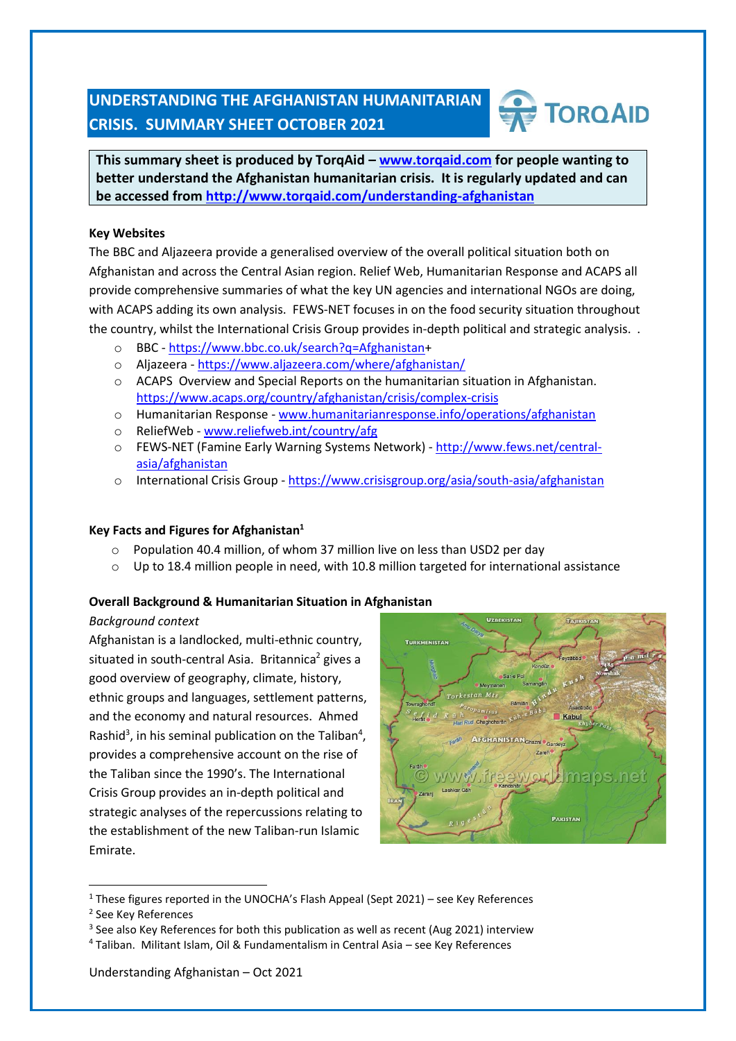# UNDERSTANDING THE AFGHANISTAN HUMANITARIAN CRISIS. SUMMARY SHEET OCTOBER 2021

TORQAID

**This summary sheet is produced by TorqAid – www.torqaid.com for people wanting to better understand the Afghanistan humanitarian crisis. It is regularly updated and can be accessed from http://www.torqaid.com/understanding-afghanistan**

### Key Websites

The BBC and Aljazeera provide a generalised overview of the overall political situation both on Afghanistan and across the Central Asian region. Relief Web, Humanitarian Response and ACAPS all provide comprehensive summaries of what the key UN agencies and international NGOs are doing, with ACAPS adding its own analysis. FEWS-NET focuses in on the food security situation throughout the country, whilst the International Crisis Group provides in-depth political and strategic analysis. .

- BBC - https://www.bbc.co.uk/search?q=Afghanistan+
- Aljazeera - https://www.aljazeera.com/where/afghanistan/
- ACAPS Overview and Special Reports on the humanitarian situation in Afghanistan. https://www.acaps.org/country/afghanistan/crisis/complex-crisis
- Humanitarian Response - www.humanitarianresponse.info/operations/afghanistan
- ReliefWeb - www.reliefweb.int/country/afg
- FEWS-NET (Famine Early Warning Systems Network) - http://www.fews.net/central-asia/afghanistan
- International Crisis Group - https://www.crisisgroup.org/asia/south-asia/afghanistan

### Key Facts and Figures for Afghanistan[1]

- Population 40.4 million, of whom 37 million live on less than USD2 per day
- Up to 18.4 million people in need, with 10.8 million targeted for international assistance

### Overall Background & Humanitarian Situation in Afghanistan

*Background context*

Afghanistan is a landlocked, multi-ethnic country, situated in south-central Asia. Britannica[2] gives a good overview of geography, climate, history, ethnic groups and languages, settlement patterns, and the economy and natural resources. Ahmed Rashid[3], in his seminal publication on the Taliban[4], provides a comprehensive account on the rise of the Taliban since the 1990's. The International Crisis Group provides an in-depth political and strategic analyses of the repercussions relating to the establishment of the new Taliban-run Islamic Emirate.

---

[1] These figures reported in the UNOCHA's Flash Appeal (Sept 2021) – see Key References

[2] See Key References

[3] See also Key References for both this publication as well as recent (Aug 2021) interview

[4] Taliban. Militant Islam, Oil & Fundamentalism in Central Asia – see Key References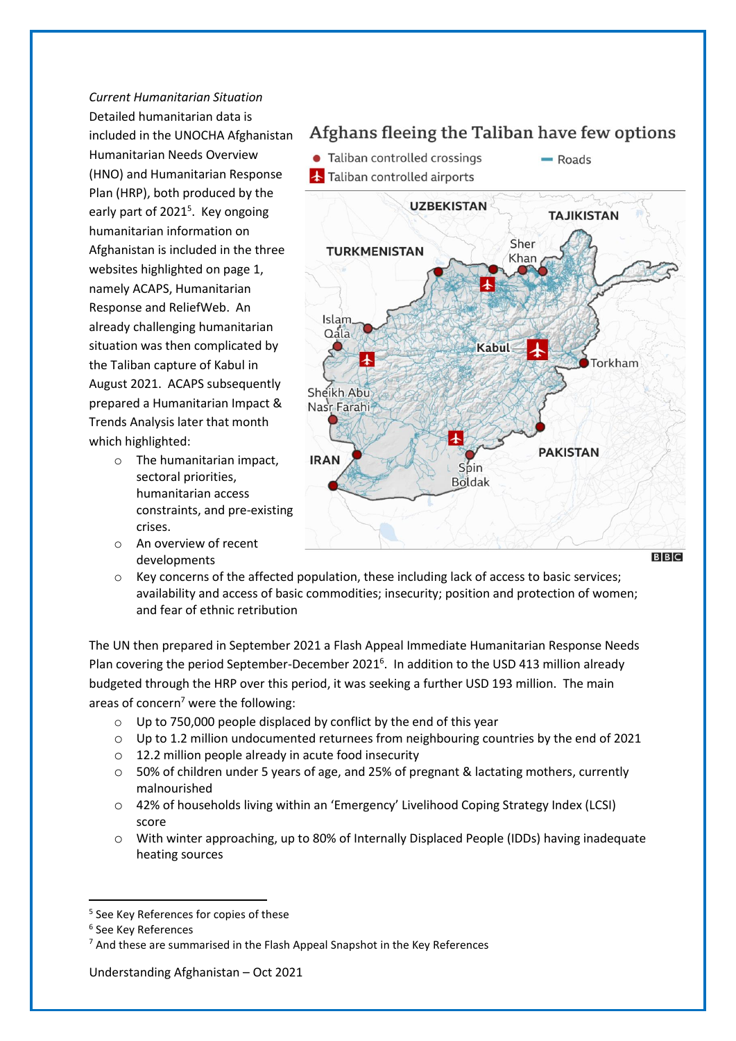*Current Humanitarian Situation*

Detailed humanitarian data is included in the UNOCHA Afghanistan Humanitarian Needs Overview (HNO) and Humanitarian Response Plan (HRP), both produced by the early part of 2021[5]. Key ongoing humanitarian information on Afghanistan is included in the three websites highlighted on page 1, namely ACAPS, Humanitarian Response and ReliefWeb. An already challenging humanitarian situation was then complicated by the Taliban capture of Kabul in August 2021. ACAPS subsequently prepared a Humanitarian Impact & Trends Analysis later that month which highlighted:

- The humanitarian impact, sectoral priorities, humanitarian access constraints, and pre-existing crises.
- An overview of recent developments
- Key concerns of the affected population, these including lack of access to basic services; availability and access of basic commodities; insecurity; position and protection of women; and fear of ethnic retribution

The UN then prepared in September 2021 a Flash Appeal Immediate Humanitarian Response Needs Plan covering the period September-December 2021[6]. In addition to the USD 413 million already budgeted through the HRP over this period, it was seeking a further USD 193 million. The main areas of concern[7] were the following:

- Up to 750,000 people displaced by conflict by the end of this year
- Up to 1.2 million undocumented returnees from neighbouring countries by the end of 2021
- 12.2 million people already in acute food insecurity
- 50% of children under 5 years of age, and 25% of pregnant & lactating mothers, currently malnourished
- 42% of households living within an 'Emergency' Livelihood Coping Strategy Index (LCSI) score
- With winter approaching, up to 80% of Internally Displaced People (IDDs) having inadequate heating sources

---

[5] See Key References for copies of these

[6] See Key References

[7] And these are summarised in the Flash Appeal Snapshot in the Key References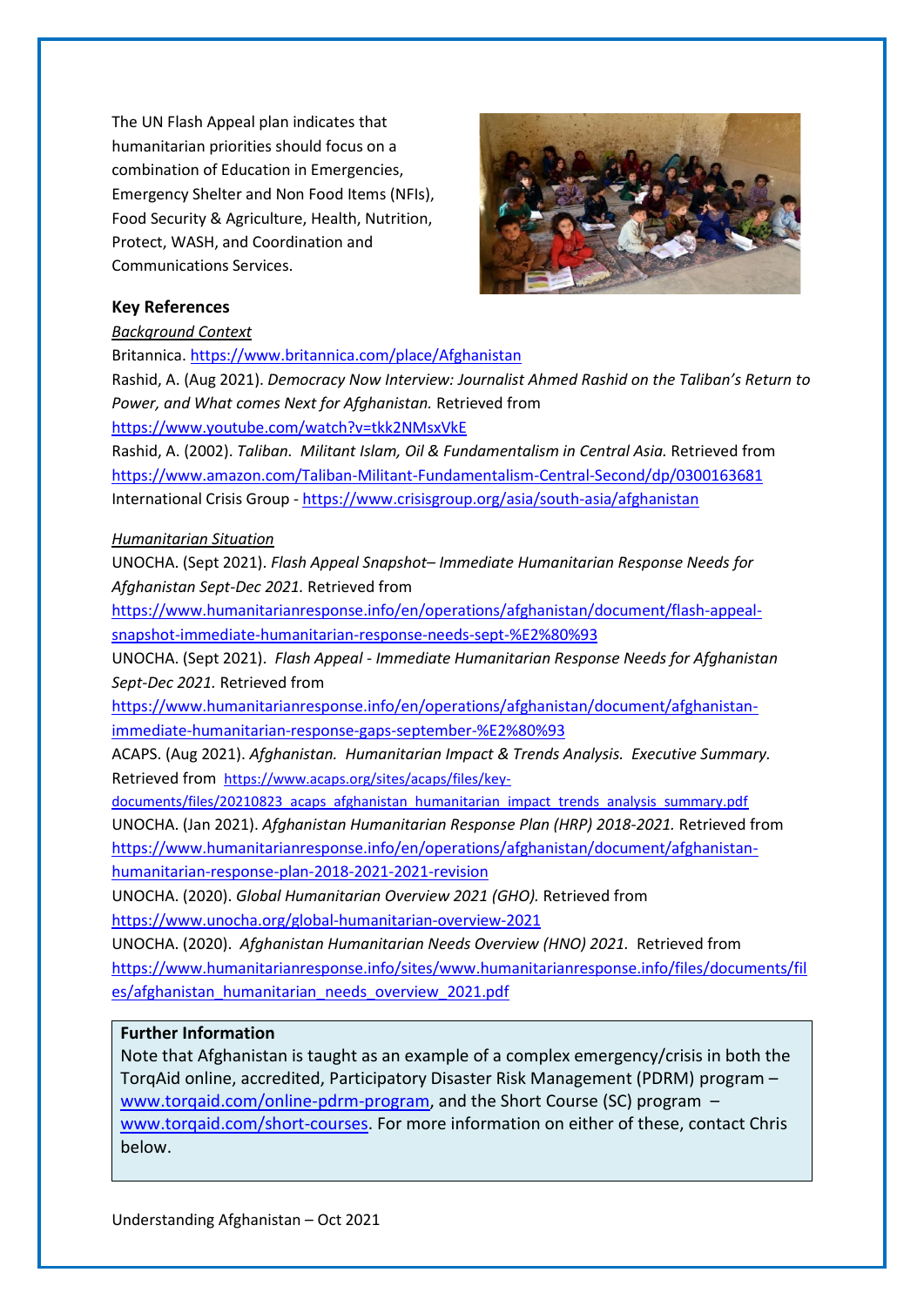The UN Flash Appeal plan indicates that humanitarian priorities should focus on a combination of Education in Emergencies, Emergency Shelter and Non Food Items (NFIs), Food Security & Agriculture, Health, Nutrition, Protect, WASH, and Coordination and Communications Services.

**Key References**

_Background Context_

Britannica. https://www.britannica.com/place/Afghanistan

Rashid, A. (Aug 2021). *Democracy Now Interview: Journalist Ahmed Rashid on the Taliban's Return to Power, and What comes Next for Afghanistan.* Retrieved from https://www.youtube.com/watch?v=tkk2NMsxVkE

Rashid, A. (2002). *Taliban. Militant Islam, Oil & Fundamentalism in Central Asia.* Retrieved from https://www.amazon.com/Taliban-Militant-Fundamentalism-Central-Second/dp/0300163681

International Crisis Group - https://www.crisisgroup.org/asia/south-asia/afghanistan

_Humanitarian Situation_

UNOCHA. (Sept 2021). *Flash Appeal Snapshot– Immediate Humanitarian Response Needs for Afghanistan Sept-Dec 2021.* Retrieved from https://www.humanitarianresponse.info/en/operations/afghanistan/document/flash-appeal-snapshot-immediate-humanitarian-response-needs-sept-%E2%80%93

UNOCHA. (Sept 2021). *Flash Appeal - Immediate Humanitarian Response Needs for Afghanistan Sept-Dec 2021.* Retrieved from https://www.humanitarianresponse.info/en/operations/afghanistan/document/afghanistan-immediate-humanitarian-response-gaps-september-%E2%80%93

ACAPS. (Aug 2021). *Afghanistan. Humanitarian Impact & Trends Analysis. Executive Summary.* Retrieved from https://www.acaps.org/sites/acaps/files/key-documents/files/20210823_acaps_afghanistan_humanitarian_impact_trends_analysis_summary.pdf

UNOCHA. (Jan 2021). *Afghanistan Humanitarian Response Plan (HRP) 2018-2021.* Retrieved from https://www.humanitarianresponse.info/en/operations/afghanistan/document/afghanistan-humanitarian-response-plan-2018-2021-2021-revision

UNOCHA. (2020). *Global Humanitarian Overview 2021 (GHO).* Retrieved from https://www.unocha.org/global-humanitarian-overview-2021

UNOCHA. (2020). *Afghanistan Humanitarian Needs Overview (HNO) 2021.* Retrieved from https://www.humanitarianresponse.info/sites/www.humanitarianresponse.info/files/documents/files/afghanistan_humanitarian_needs_overview_2021.pdf

**Further Information**

Note that Afghanistan is taught as an example of a complex emergency/crisis in both the TorqAid online, accredited, Participatory Disaster Risk Management (PDRM) program – www.torqaid.com/online-pdrm-program, and the Short Course (SC) program – www.torqaid.com/short-courses. For more information on either of these, contact Chris below.

Understanding Afghanistan – Oct 2021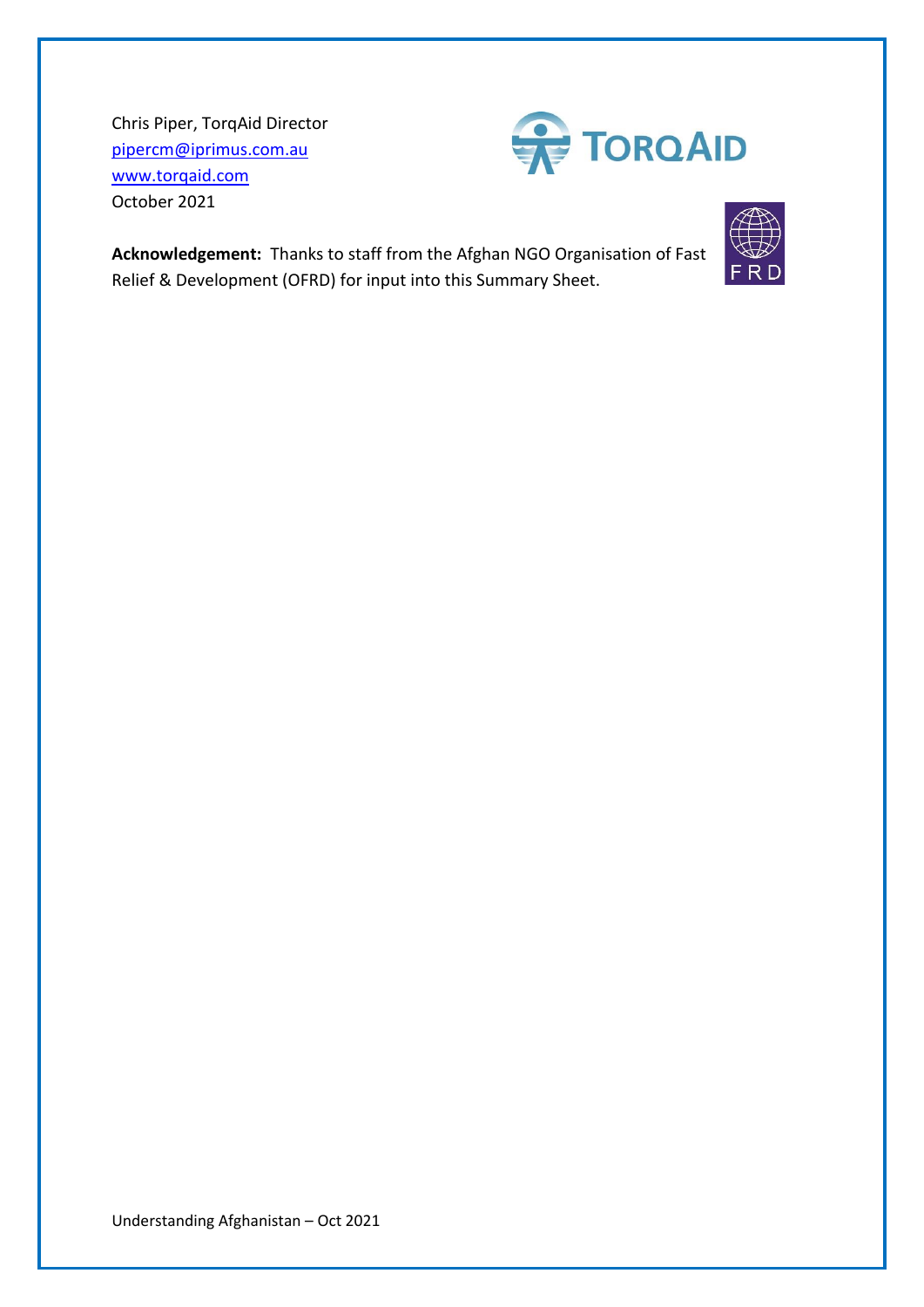Chris Piper, TorqAid Director
pipercm@iprimus.com.au
www.torqaid.com
October 2021

**Acknowledgement:** Thanks to staff from the Afghan NGO Organisation of Fast Relief & Development (OFRD) for input into this Summary Sheet.